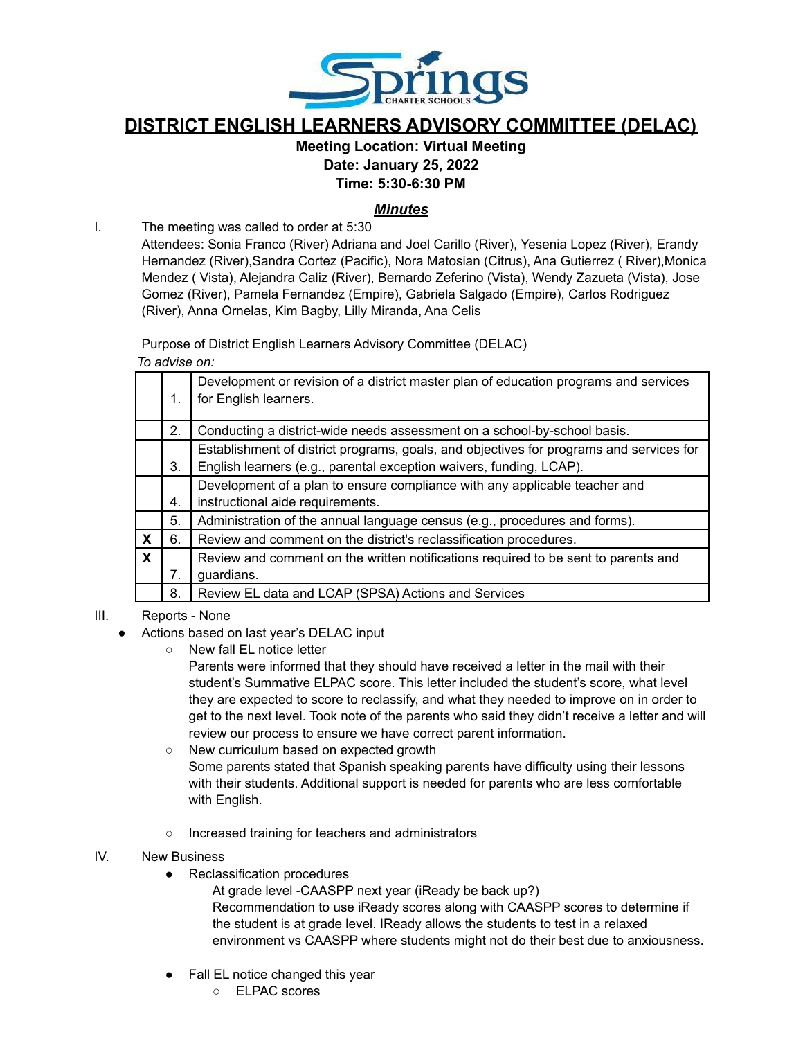Springs Charter Schools

# DISTRICT ENGLISH LEARNERS ADVISORY COMMITTEE (DELAC)

**Meeting Location: Virtual Meeting**
**Date: January 25, 2022**
**Time: 5:30-6:30 PM**

## *Minutes*

I. The meeting was called to order at 5:30

Attendees: Sonia Franco (River) Adriana and Joel Carillo (River), Yesenia Lopez (River), Erandy Hernandez (River),Sandra Cortez (Pacific), Nora Matosian (Citrus), Ana Gutierrez ( River),Monica Mendez ( Vista), Alejandra Caliz (River), Bernardo Zeferino (Vista), Wendy Zazueta (Vista), Jose Gomez (River), Pamela Fernandez (Empire), Gabriela Salgado (Empire), Carlos Rodriguez (River), Anna Ornelas, Kim Bagby, Lilly Miranda, Ana Celis

Purpose of District English Learners Advisory Committee (DELAC)

*To advise on:*

| | | |
|---|---|---|
| | 1. | Development or revision of a district master plan of education programs and services for English learners. |
| | 2. | Conducting a district-wide needs assessment on a school-by-school basis. |
| | 3. | Establishment of district programs, goals, and objectives for programs and services for English learners (e.g., parental exception waivers, funding, LCAP). |
| | 4. | Development of a plan to ensure compliance with any applicable teacher and instructional aide requirements. |
| | 5. | Administration of the annual language census (e.g., procedures and forms). |
| X | 6. | Review and comment on the district's reclassification procedures. |
| X | 7. | Review and comment on the written notifications required to be sent to parents and guardians. |
| | 8. | Review EL data and LCAP (SPSA) Actions and Services |

III. Reports - None

- Actions based on last year's DELAC input
  - New fall EL notice letter
    Parents were informed that they should have received a letter in the mail with their student's Summative ELPAC score. This letter included the student's score, what level they are expected to score to reclassify, and what they needed to improve on in order to get to the next level. Took note of the parents who said they didn't receive a letter and will review our process to ensure we have correct parent information.
  - New curriculum based on expected growth
    Some parents stated that Spanish speaking parents have difficulty using their lessons with their students. Additional support is needed for parents who are less comfortable with English.
  - Increased training for teachers and administrators

IV. New Business

- Reclassification procedures
  At grade level -CAASPP next year (iReady be back up?)
  Recommendation to use iReady scores along with CAASPP scores to determine if the student is at grade level. IReady allows the students to test in a relaxed environment vs CAASPP where students might not do their best due to anxiousness.
- Fall EL notice changed this year
  - ELPAC scores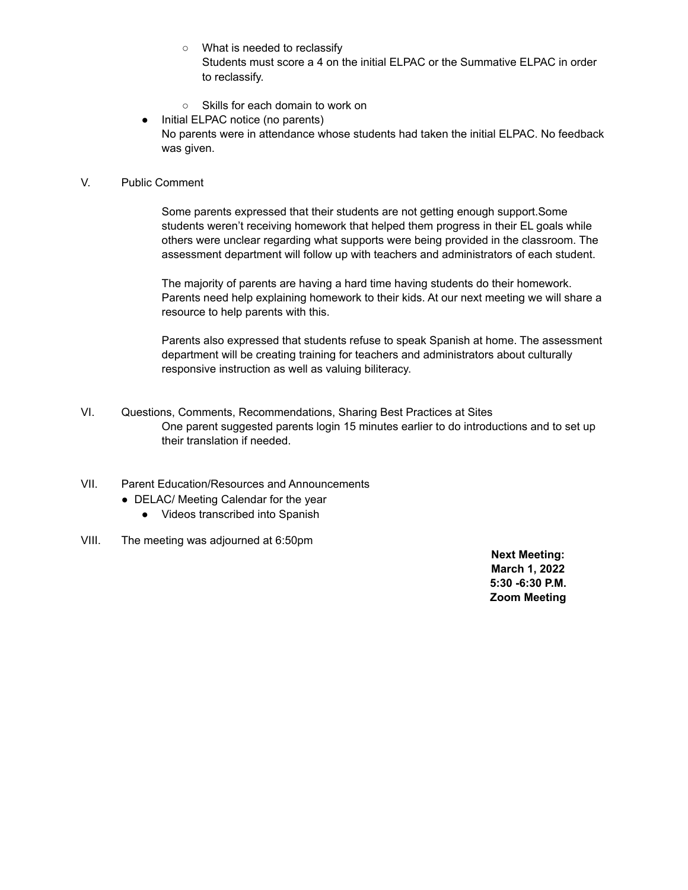- What is needed to reclassify
  Students must score a 4 on the initial ELPAC or the Summative ELPAC in order to reclassify.

- Skills for each domain to work on

- Initial ELPAC notice (no parents)
  No parents were in attendance whose students had taken the initial ELPAC. No feedback was given.

V. Public Comment

Some parents expressed that their students are not getting enough support.Some students weren't receiving homework that helped them progress in their EL goals while others were unclear regarding what supports were being provided in the classroom. The assessment department will follow up with teachers and administrators of each student.

The majority of parents are having a hard time having students do their homework. Parents need help explaining homework to their kids. At our next meeting we will share a resource to help parents with this.

Parents also expressed that students refuse to speak Spanish at home. The assessment department will be creating training for teachers and administrators about culturally responsive instruction as well as valuing biliteracy.

VI. Questions, Comments, Recommendations, Sharing Best Practices at Sites

One parent suggested parents login 15 minutes earlier to do introductions and to set up their translation if needed.

VII. Parent Education/Resources and Announcements

- DELAC/ Meeting Calendar for the year
  - Videos transcribed into Spanish

VIII. The meeting was adjourned at 6:50pm

**Next Meeting:**
**March 1, 2022**
**5:30 -6:30 P.M.**
**Zoom Meeting**